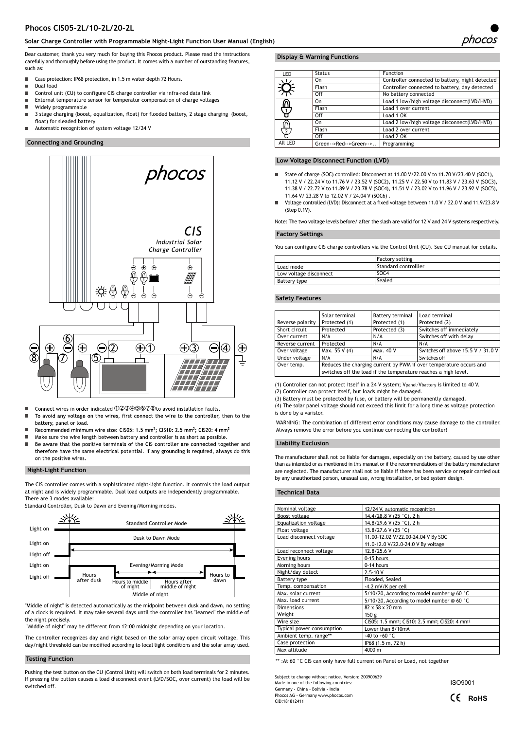# Phocos CIS05-2L/10-2L/20-2L

## Solar Charge Controller with Programmable Night-Light Function User Manual (English)

Dear customer, thank you very much for buying this Phocos product. Please read the instructions carefully and thoroughly before using the product. It comes with a number of outstanding features, such as:

- Case protection: IP68 protection, in 1.5 m water depth 72 Hours.
- Dual load
- Control unit (CU) to configure CIS charge controller via infra-red data link
- External temperature sensor for temperatur compensation of charge voltages
- Widely programmable
- 3 stage charging (boost, equalization, float) for flooded battery, 2 stage charging (boost, float) for sleaded battery
- Automatic recognition of system voltage 12/24 V

### Connecting and Grounding

- Connect wires in order indicated ①②③④⑤⑥⑦⑧ to avoid installation faults.
- To avoid any voltage on the wires, first connect the wire to the controller, then to the battery, panel or load.
- Recommended minimum wire size: CIS05: 1.5 mm²; CIS10: 2.5 mm²; CIS20: 4 mm²
- Make sure the wire length between battery and controller is as short as possible.
- Be aware that the positive terminals of the CIS controller are connected together and therefore have the same electrical potential. If any grounding is required, always do this on the positive wires.

### Night-Light Function

The CIS controller comes with a sophisticated night-light function. It controls the load output at night and is widely programmable. Dual load outputs are independently programmable. There are 3 modes available:

Standard Controller, Dusk to Dawn and Evening/Morning modes.

"Middle of night" is detected automatically as the midpoint between dusk and dawn, no setting of a clock is required. It may take several days until the controller has "learned" the middle of the night precisely.

"Middle of night" may be different from 12:00 midnight depending on your location.

The controller recognizes day and night based on the solar array open circuit voltage. This day/night threshold can be modified according to local light conditions and the solar array used.

### Testing Function

Pushing the test button on the CU (Control Unit) will switch on both load terminals for 2 minutes. If pressing the button causes a load disconnect event (LVD/SOC, over current) the load will be switched off.

### Display & Warning Functions

| LED | Status | Function |
|---|---|---|
| Sun | On | Controller connected to battery, night detected |
| | Flash | Controller connected to battery, day detected |
| | Off | No battery connected |
| Load 1 | On | Load 1 low/high voltage disconnect(LVD/HVD) |
| | Flash | Load 1 over current |
| | Off | Load 1 OK |
| Load 2 | On | Load 2 low/high voltage disconnect(LVD/HVD) |
| | Flash | Load 2 over current |
| | Off | Load 2 OK |
| All LED | Green-->Red-->Green-->.. | Programming |

### Low Voltage Disconnect Function (LVD)

- State of charge (SOC) controlled: Disconnect at 11.00 V/22.00 V to 11.70 V/23.40 V (SOC1), 11.12 V / 22.24 V to 11.76 V / 23.52 V (SOC2), 11.25 V / 22.50 V to 11.83 V / 23.63 V (SOC3), 11.38 V / 22.72 V to 11.89 V / 23.78 V (SOC4), 11.51 V / 23.02 V to 11.96 V / 23.92 V (SOC5), 11.64 V/ 23.28 V to 12.02 V / 24.04 V (SOC6) .
- Voltage controlled (LVD): Disconnect at a fixed voltage between 11.0 V / 22.0 V and 11.9/23.8 V (Step 0.1V).

Note: The two voltage levels before/ after the slash are valid for 12 V and 24 V systems respectively.

### Factory Settings

You can configure CIS charge controllers via the Control Unit (CU). See CU manual for details.

| | Factory setting |
|---|---|
| Load mode | Standard controlller |
| Low voltage disconnect | SOC4 |
| Battery type | Sealed |

### Safety Features

| | Solar terminal | Battery terminal | Load terminal |
|---|---|---|---|
| Reverse polarity | Protected (1) | Protected (1) | Protected (2) |
| Short circuit | Protected | Protected (3) | Switches off immediately |
| Over current | N/A | N/A | Switches off with delay |
| Reverse current | Protected | N/A | N/A |
| Over voltage | Max. 55 V (4) | Max. 40 V | Switches off above 15.5 V / 31.0 V |
| Under voltage | N/A | N/A | Switches off |
| Over temp. | Reduces the charging current by PWM if over temperature occurs and switches off the load if the temperature reaches a high level. | | |

(1) Controller can not protect itself in a 24 V system; $V_{panel}$-$V_{battery}$ is limited to 40 V.
(2) Controller can protect itself, but loads might be damaged.
(3) Battery must be protected by fuse, or battery will be permanently damaged.
(4) The solar panel voltage should not exceed this limit for a long time as voltage protection is done by a varistor.

WARNING: The combination of different error conditions may cause damage to the controller. Always remove the error before you continue connecting the controller!

### Liability Exclusion

The manufacturer shall not be liable for damages, especially on the battery, caused by use other than as intended or as mentioned in this manual or if the recommendations of the battery manufacturer are neglected. The manufacturer shall not be liable if there has been service or repair carried out by any unauthorized person, unusual use, wrong installation, or bad system design.

### Technical Data

| | |
|---|---|
| Nominal voltage | 12/24 V, automatic recognition |
| Boost voltage | 14.4/28.8 V (25 °C), 2 h |
| Equalization voltage | 14.8/29.6 V (25 °C), 2 h |
| Float voltage | 13.8/27.6 V (25 °C) |
| Load disconnect voltage | 11.00-12.02 V/22.00-24.04 V By SOC<br>11.0-12.0 V/22.0-24.0 V By voltage |
| Load reconnect voltage | 12.8/25.6 V |
| Evening hours | 0-15 hours |
| Morning hours | 0-14 hours |
| Night/day detect | 2.5-10 V |
| Battery type | Flooded, Sealed |
| Temp. compensation | -4.2 mV/K per cell |
| Max. solar current | 5/10/20, According to model number @ 60 °C |
| Max. load current | 5/10/20, According to model number @ 60 °C |
| Dimensions | 82 x 58 x 20 mm |
| Weight | 150 g |
| Wire size | CIS05: 1.5 mm²; CIS10: 2.5 mm²; CIS20: 4 mm² |
| Typical power consumption | Lower than 8/10mA |
| Ambient temp. range** | -40 to +60 °C |
| Case protection | IP68 (1.5 m, 72 h) |
| Max altitude | 4000 m |

** :At 60 °C CIS can only have full current on Panel or Load, not together

Subject to change without notice. Version: 200900629
Made in one of the following countries:
Germany - China - Bolivia - India
Phocos AG - Germany www.phocos.com
CID:181812411

ISO9001

CE RoHS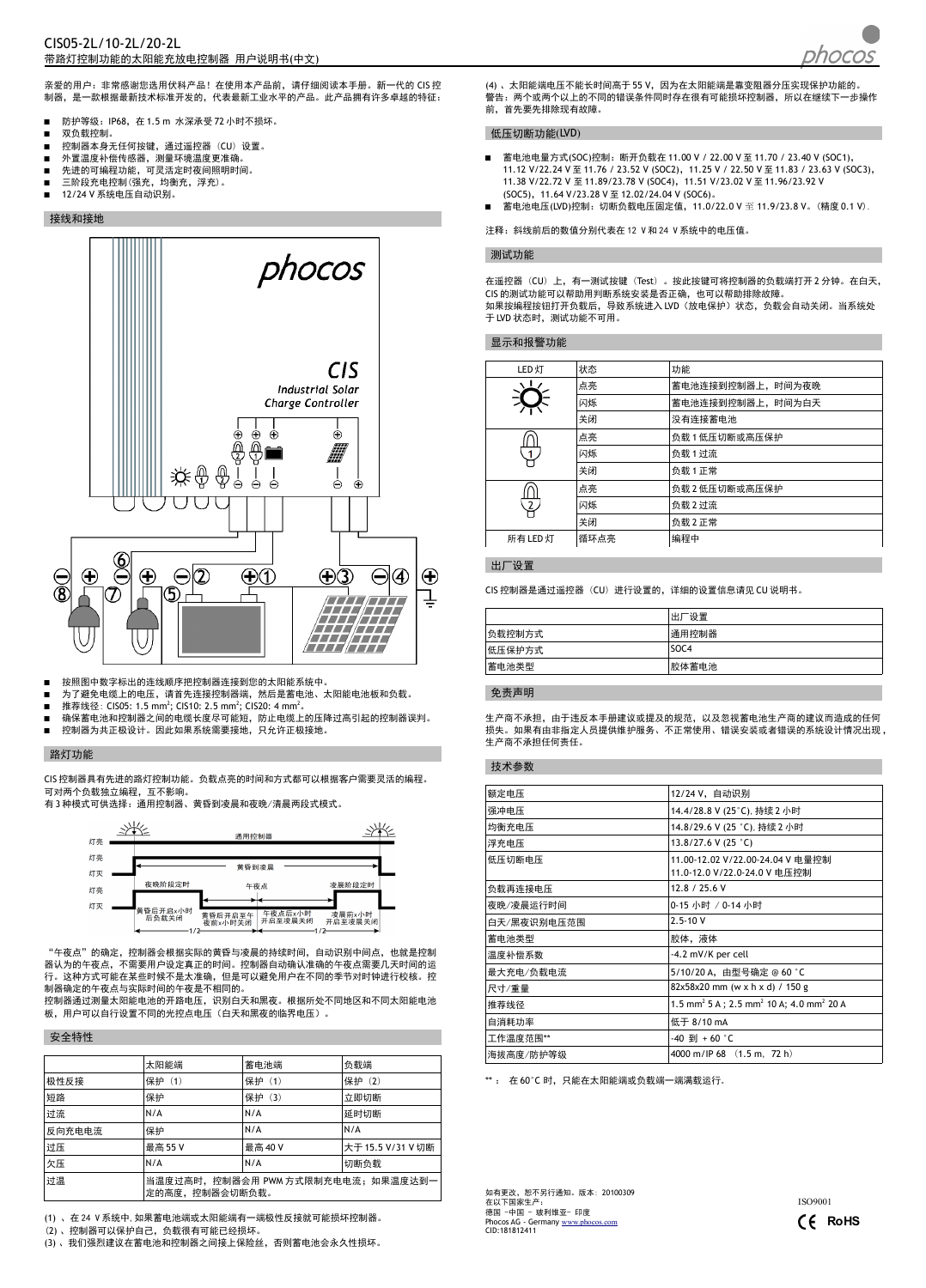# CIS05-2L/10-2L/20-2L

带路灯控制功能的太阳能充放电控制器 用户说明书(中文)

亲爱的用户：非常感谢您选用伏科产品！在使用本产品前，请仔细阅读本手册。新一代的 CIS 控制器，是一款根据最新技术标准开发的，代表最新工业水平的产品。此产品拥有许多卓越的特征：

- 防护等级：IP68，在 1.5 m 水深承受 72 小时不损坏。
- 双负载控制。
- 控制器本身无任何按键，通过遥控器（CU）设置。
- 外置温度补偿传感器，测量环境温度更准确。
- 先进的可编程功能，可灵活定时夜间照明时间。
- 三阶段充电控制(强充，均衡充，浮充)。
- 12/24 V 系统电压自动识别。

## 接线和接地

phocos

CIS

Industrial Solar Charge Controller

⑥ ⑧ ⑦ ⑤ ② ① ③ ④

- 按照图中数字标出的连线顺序把控制器连接到您的太阳能系统中。
- 为了避免电缆上的电压，请首先连接控制器端，然后是蓄电池、太阳能电池板和负载。
- 推荐线径：CIS05: 1.5 mm²; CIS10: 2.5 mm²; CIS20: 4 mm²。
- 确保蓄电池和控制器之间的电缆长度尽可能短，防止电缆上的压降过高引起的控制器误判。
- 控制器为共正极设计。因此如果系统需要接地，只允许正极接地。

## 路灯功能

CIS 控制器具有先进的路灯控制功能。负载点亮的时间和方式都可以根据客户需要灵活的编程。可对两个负载独立编程，互不影响。

有 3 种模式可供选择：通用控制器、黄昏到凌晨和夜晚/清晨两段式模式。

灯亮
通用控制器
灯亮
灯灭
黄昏到凌晨
灯亮
灯灭
夜晚阶段定时
午夜点
凌晨阶段定时
黄昏后开启x小时后负载关闭
黄昏后开启至午夜前x小时关闭
午夜点后x小时开启至凌晨关闭
凌晨前x小时开启至凌晨关闭
1/2
1/2

“午夜点”的确定，控制器会根据实际的黄昏与凌晨的持续时间，自动识别中间点，也就是控制器认为的午夜点，不需要用户设定真正的时间。控制器自动确认准确的午夜点需要几天时间的运行。这种方式可能在某些时候不是太准确，但是可以避免用户在不同的季节对时钟进行校核。控制器确定的午夜点与实际时间的午夜是不相同的。

控制器通过测量太阳能电池的开路电压，识别白天和黑夜。根据所处不同地区和不同太阳能电池板，用户可以自行设置不同的光控点电压（白天和黑夜的临界电压）。

## 安全特性

| | 太阳能端 | 蓄电池端 | 负载端 |
|---|---|---|---|
| 极性反接 | 保护（1） | 保护（1） | 保护（2） |
| 短路 | 保护 | 保护（3） | 立即切断 |
| 过流 | N/A | N/A | 延时切断 |
| 反向充电电流 | 保护 | N/A | N/A |
| 过压 | 最高 55 V | 最高 40 V | 大于 15.5 V/31 V 切断 |
| 欠压 | N/A | N/A | 切断负载 |
| 过温 | 当温度过高时，控制器会用 PWM 方式限制充电电流；如果温度达到一定的高度，控制器会切断负载。 | | |

(1) 、在 24 V 系统中，如果蓄电池端或太阳能端有一端极性反接就可能损坏控制器。

(2) 、控制器可以保护自己，负载很有可能已经损坏。

(3) 、我们强烈建议在蓄电池和控制器之间接上保险丝，否则蓄电池会永久性损坏。

(4) 、太阳能端电压不能长时间高于 55 V，因为在太阳能端是靠变阻器分压实现保护功能的。

警告：两个或两个以上的不同的错误条件同时存在很有可能损坏控制器，所以在继续下一步操作前，首先要先排除现有故障。

## 低压切断功能(LVD)

- 蓄电池电量方式(SOC)控制：断开负载在 11.00 V / 22.00 V 至 11.70 / 23.40 V (SOC1)，11.12 V/22.24 V 至 11.76 / 23.52 V (SOC2)，11.25 V / 22.50 V 至 11.83 / 23.63 V (SOC3)，11.38 V/22.72 V 至 11.89/23.78 V (SOC4)，11.51 V/23.02 V 至 11.96/23.92 V (SOC5)，11.64 V/23.28 V 至 12.02/24.04 V (SOC6)。
- 蓄电池电压(LVD)控制：切断负载电压固定值，11.0/22.0 V 至 11.9/23.8 V。(精度 0.1 V)。

注释：斜线前后的数值分别代表在 12 V 和 24 V 系统中的电压值。

## 测试功能

在遥控器（CU）上，有一测试按键（Test）。按此按键可将控制器的负载端打开 2 分钟。在白天，CIS 的测试功能可以帮助用判断系统安装是否正确，也可以帮助排除故障。

如果按编程按钮打开负载后，导致系统进入 LVD（放电保护）状态，负载会自动关闭。当系统处于 LVD 状态时，测试功能不可用。

## 显示和报警功能

| LED 灯 | 状态 | 功能 |
|---|---|---|
| ☼ | 点亮 | 蓄电池连接到控制器上，时间为夜晚 |
| | 闪烁 | 蓄电池连接到控制器上，时间为白天 |
| | 关闭 | 没有连接蓄电池 |
| 负载 1 | 点亮 | 负载 1 低压切断或高压保护 |
| | 闪烁 | 负载 1 过流 |
| | 关闭 | 负载 1 正常 |
| 负载 2 | 点亮 | 负载 2 低压切断或高压保护 |
| | 闪烁 | 负载 2 过流 |
| | 关闭 | 负载 2 正常 |
| 所有 LED 灯 | 循环点亮 | 编程中 |

## 出厂设置

CIS 控制器是通过遥控器（CU）进行设置的，详细的设置信息请见 CU 说明书。

| | 出厂设置 |
|---|---|
| 负载控制方式 | 通用控制器 |
| 低压保护方式 | SOC4 |
| 蓄电池类型 | 胶体蓄电池 |

## 免责声明

生产商不承担，由于违反本手册建议或提及的规范，以及忽视蓄电池生产商的建议而造成的任何损失。如果有由非指定人员提供维护服务、不正常使用、错误安装或者错误的系统设计情况出现，生产商不承担任何责任。

## 技术参数

| | |
|---|---|
| 额定电压 | 12/24 V，自动识别 |
| 强冲电压 | 14.4/28.8 V (25°C)，持续 2 小时 |
| 均衡充电压 | 14.8/29.6 V (25 °C)，持续 2 小时 |
| 浮充电压 | 13.8/27.6 V (25 °C) |
| 低压切断电压 | 11.00-12.02 V/22.00-24.04 V 电量控制<br>11.0-12.0 V/22.0-24.0 V 电压控制 |
| 负载再连接电压 | 12.8 / 25.6 V |
| 夜晚/凌晨运行时间 | 0-15 小时 / 0-14 小时 |
| 白天/黑夜识别电压范围 | 2.5-10 V |
| 蓄电池类型 | 胶体，液体 |
| 温度补偿系数 | -4.2 mV/K per cell |
| 最大充电/负载电流 | 5/10/20 A，由型号确定 @ 60 °C |
| 尺寸/重量 | 82x58x20 mm (w x h x d) / 150 g |
| 推荐线径 | 1.5 mm² 5 A ; 2.5 mm² 10 A; 4.0 mm² 20 A |
| 自消耗功率 | 低于 8/10 mA |
| 工作温度范围** | -40 到 + 60 °C |
| 海拔高度/防护等级 | 4000 m/IP 68 （1.5 m，72 h） |

** ： 在 60°C 时，只能在太阳能端或负载端一端满载运行。

如有更改，恕不另行通知。版本：20100309

在以下国家生产：

德国 –中国 – 玻利维亚– 印度

Phocos AG – Germany www.phocos.com

CID:181812411

ISO9001

CE RoHS